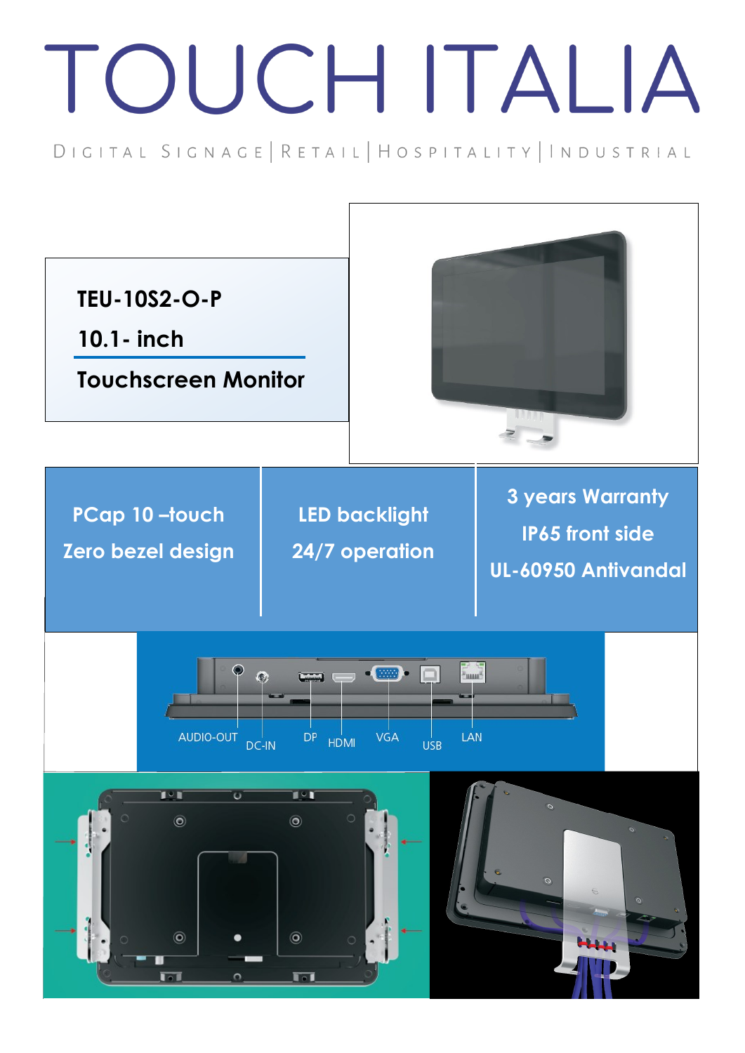# TOUCH ITALIA

DIGITAL SIGNAGE | RETAIL | HOSPITALITY | INDUSTRIAL

**TEU-10S2-O-P**

**10.1- inch**

**Touchscreen Monitor**

**PCap 10 –touch**

**Zero bezel design**

**LED backlight**

**24/7 operation**

**3 years Warranty**

**IP65 front side**

**UL-60950 Antivandal**

AUDIO-OUT DC-IN DP HDMI VGA USB LAN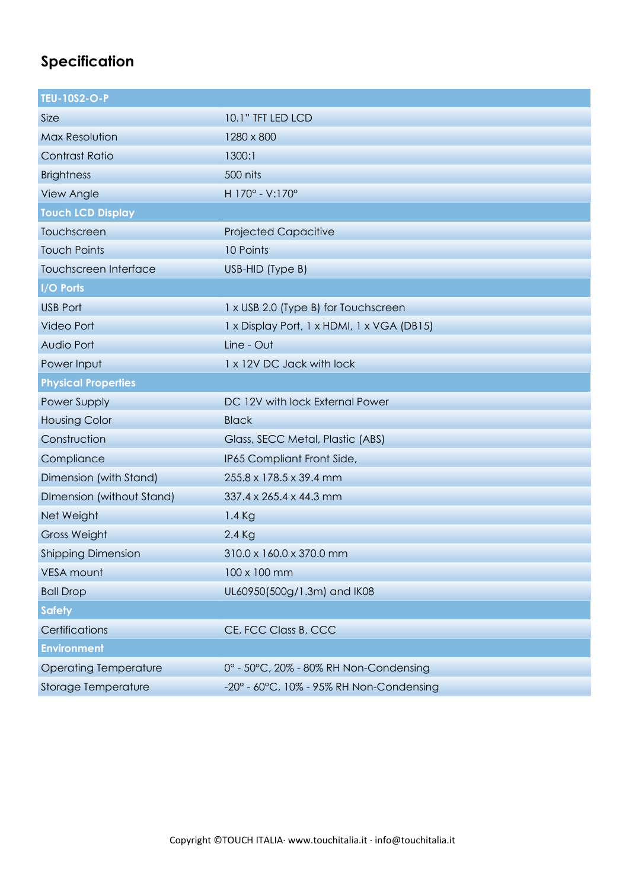## Specification

| TEU-10S2-O-P | |
|---|---|
| Size | 10.1" TFT LED LCD |
| Max Resolution | 1280 x 800 |
| Contrast Ratio | 1300:1 |
| Brightness | 500 nits |
| View Angle | H 170° - V:170° |
| **Touch LCD Display** | |
| Touchscreen | Projected Capacitive |
| Touch Points | 10 Points |
| Touchscreen Interface | USB-HID (Type B) |
| **I/O Ports** | |
| USB Port | 1 x USB 2.0 (Type B) for Touchscreen |
| Video Port | 1 x Display Port, 1 x HDMI, 1 x VGA (DB15) |
| Audio Port | Line - Out |
| Power Input | 1 x 12V DC Jack with lock |
| **Physical Properties** | |
| Power Supply | DC 12V with lock External Power |
| Housing Color | Black |
| Construction | Glass, SECC Metal, Plastic (ABS) |
| Compliance | IP65 Compliant Front Side, |
| Dimension (with Stand) | 255.8 x 178.5 x 39.4 mm |
| DImension (without Stand) | 337.4 x 265.4 x 44.3 mm |
| Net Weight | 1.4 Kg |
| Gross Weight | 2.4 Kg |
| Shipping Dimension | 310.0 x 160.0 x 370.0 mm |
| VESA mount | 100 x 100 mm |
| Ball Drop | UL60950(500g/1.3m) and IK08 |
| **Safety** | |
| Certifications | CE, FCC Class B, CCC |
| **Environment** | |
| Operating Temperature | 0° - 50°C, 20% - 80% RH Non-Condensing |
| Storage Temperature | -20° - 60°C, 10% - 95% RH Non-Condensing |

Copyright ©TOUCH ITALIA· www.touchitalia.it · info@touchitalia.it